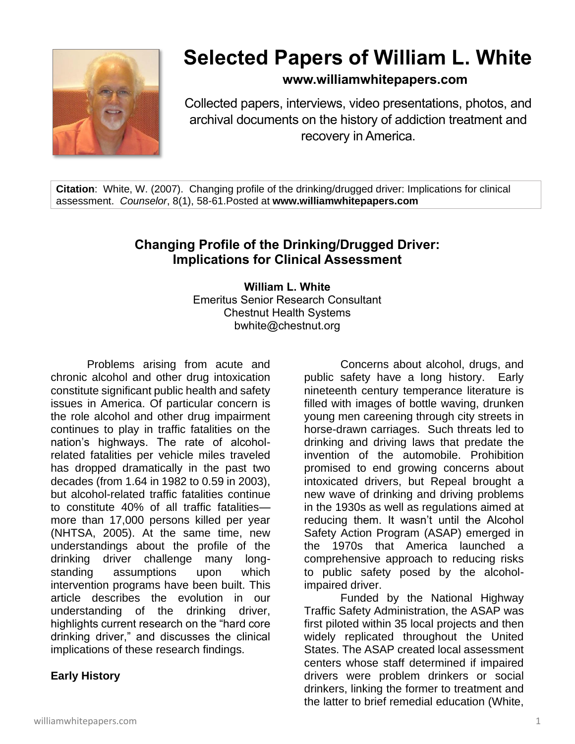# Selected Papers of William L. White

**www.williamwhitepapers.com**

Collected papers, interviews, video presentations, photos, and archival documents on the history of addiction treatment and recovery in America.

**Citation**: White, W. (2007). Changing profile of the drinking/drugged driver: Implications for clinical assessment. *Counselor*, 8(1), 58-61.Posted at **www.williamwhitepapers.com**

## Changing Profile of the Drinking/Drugged Driver: Implications for Clinical Assessment

**William L. White**
Emeritus Senior Research Consultant
Chestnut Health Systems
bwhite@chestnut.org

Problems arising from acute and chronic alcohol and other drug intoxication constitute significant public health and safety issues in America. Of particular concern is the role alcohol and other drug impairment continues to play in traffic fatalities on the nation's highways. The rate of alcohol-related fatalities per vehicle miles traveled has dropped dramatically in the past two decades (from 1.64 in 1982 to 0.59 in 2003), but alcohol-related traffic fatalities continue to constitute 40% of all traffic fatalities—more than 17,000 persons killed per year (NHTSA, 2005). At the same time, new understandings about the profile of the drinking driver challenge many long-standing assumptions upon which intervention programs have been built. This article describes the evolution in our understanding of the drinking driver, highlights current research on the "hard core drinking driver," and discusses the clinical implications of these research findings.

### Early History

Concerns about alcohol, drugs, and public safety have a long history. Early nineteenth century temperance literature is filled with images of bottle waving, drunken young men careening through city streets in horse-drawn carriages. Such threats led to drinking and driving laws that predate the invention of the automobile. Prohibition promised to end growing concerns about intoxicated drivers, but Repeal brought a new wave of drinking and driving problems in the 1930s as well as regulations aimed at reducing them. It wasn't until the Alcohol Safety Action Program (ASAP) emerged in the 1970s that America launched a comprehensive approach to reducing risks to public safety posed by the alcohol-impaired driver.

Funded by the National Highway Traffic Safety Administration, the ASAP was first piloted within 35 local projects and then widely replicated throughout the United States. The ASAP created local assessment centers whose staff determined if impaired drivers were problem drinkers or social drinkers, linking the former to treatment and the latter to brief remedial education (White,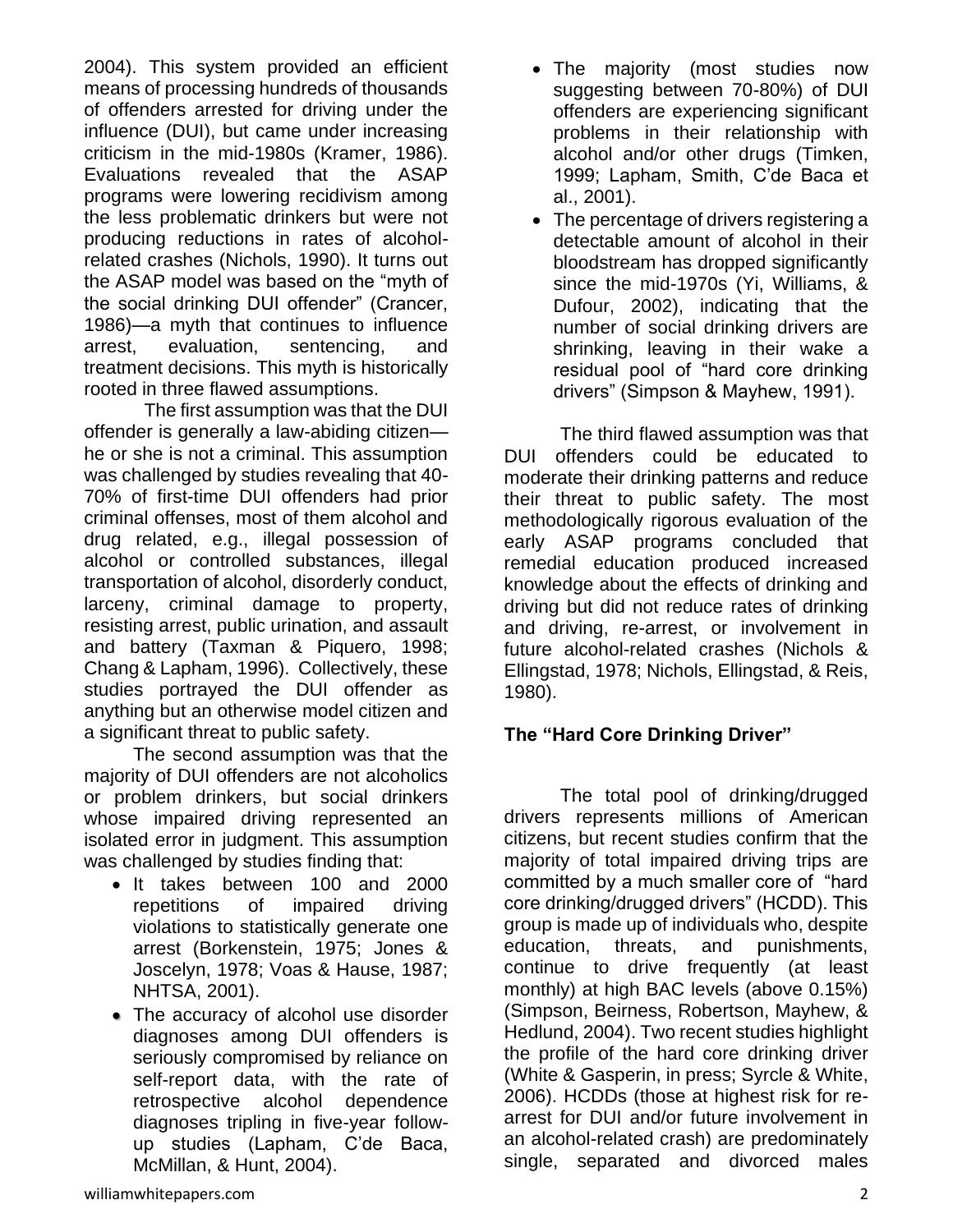2004). This system provided an efficient means of processing hundreds of thousands of offenders arrested for driving under the influence (DUI), but came under increasing criticism in the mid-1980s (Kramer, 1986). Evaluations revealed that the ASAP programs were lowering recidivism among the less problematic drinkers but were not producing reductions in rates of alcohol-related crashes (Nichols, 1990). It turns out the ASAP model was based on the "myth of the social drinking DUI offender" (Crancer, 1986)—a myth that continues to influence arrest, evaluation, sentencing, and treatment decisions. This myth is historically rooted in three flawed assumptions.

The first assumption was that the DUI offender is generally a law-abiding citizen—he or she is not a criminal. This assumption was challenged by studies revealing that 40-70% of first-time DUI offenders had prior criminal offenses, most of them alcohol and drug related, e.g., illegal possession of alcohol or controlled substances, illegal transportation of alcohol, disorderly conduct, larceny, criminal damage to property, resisting arrest, public urination, and assault and battery (Taxman & Piquero, 1998; Chang & Lapham, 1996). Collectively, these studies portrayed the DUI offender as anything but an otherwise model citizen and a significant threat to public safety.

The second assumption was that the majority of DUI offenders are not alcoholics or problem drinkers, but social drinkers whose impaired driving represented an isolated error in judgment. This assumption was challenged by studies finding that:

- It takes between 100 and 2000 repetitions of impaired driving violations to statistically generate one arrest (Borkenstein, 1975; Jones & Joscelyn, 1978; Voas & Hause, 1987; NHTSA, 2001).
- The accuracy of alcohol use disorder diagnoses among DUI offenders is seriously compromised by reliance on self-report data, with the rate of retrospective alcohol dependence diagnoses tripling in five-year follow-up studies (Lapham, C'de Baca, McMillan, & Hunt, 2004).
- The majority (most studies now suggesting between 70-80%) of DUI offenders are experiencing significant problems in their relationship with alcohol and/or other drugs (Timken, 1999; Lapham, Smith, C'de Baca et al., 2001).
- The percentage of drivers registering a detectable amount of alcohol in their bloodstream has dropped significantly since the mid-1970s (Yi, Williams, & Dufour, 2002), indicating that the number of social drinking drivers are shrinking, leaving in their wake a residual pool of "hard core drinking drivers" (Simpson & Mayhew, 1991).

The third flawed assumption was that DUI offenders could be educated to moderate their drinking patterns and reduce their threat to public safety. The most methodologically rigorous evaluation of the early ASAP programs concluded that remedial education produced increased knowledge about the effects of drinking and driving but did not reduce rates of drinking and driving, re-arrest, or involvement in future alcohol-related crashes (Nichols & Ellingstad, 1978; Nichols, Ellingstad, & Reis, 1980).

### The "Hard Core Drinking Driver"

The total pool of drinking/drugged drivers represents millions of American citizens, but recent studies confirm that the majority of total impaired driving trips are committed by a much smaller core of "hard core drinking/drugged drivers" (HCDD). This group is made up of individuals who, despite education, threats, and punishments, continue to drive frequently (at least monthly) at high BAC levels (above 0.15%) (Simpson, Beirness, Robertson, Mayhew, & Hedlund, 2004). Two recent studies highlight the profile of the hard core drinking driver (White & Gasperin, in press; Syrcle & White, 2006). HCDDs (those at highest risk for re-arrest for DUI and/or future involvement in an alcohol-related crash) are predominately single, separated and divorced males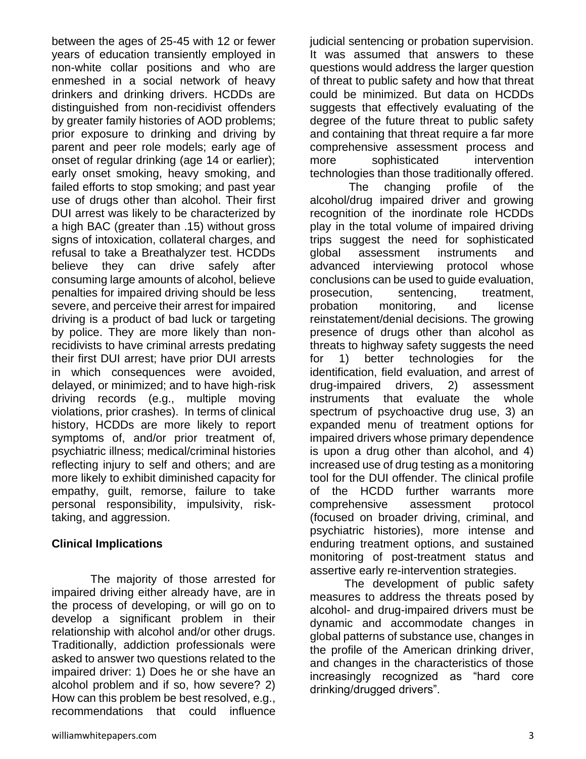between the ages of 25-45 with 12 or fewer years of education transiently employed in non-white collar positions and who are enmeshed in a social network of heavy drinkers and drinking drivers. HCDDs are distinguished from non-recidivist offenders by greater family histories of AOD problems; prior exposure to drinking and driving by parent and peer role models; early age of onset of regular drinking (age 14 or earlier); early onset smoking, heavy smoking, and failed efforts to stop smoking; and past year use of drugs other than alcohol. Their first DUI arrest was likely to be characterized by a high BAC (greater than .15) without gross signs of intoxication, collateral charges, and refusal to take a Breathalyzer test. HCDDs believe they can drive safely after consuming large amounts of alcohol, believe penalties for impaired driving should be less severe, and perceive their arrest for impaired driving is a product of bad luck or targeting by police. They are more likely than non-recidivists to have criminal arrests predating their first DUI arrest; have prior DUI arrests in which consequences were avoided, delayed, or minimized; and to have high-risk driving records (e.g., multiple moving violations, prior crashes). In terms of clinical history, HCDDs are more likely to report symptoms of, and/or prior treatment of, psychiatric illness; medical/criminal histories reflecting injury to self and others; and are more likely to exhibit diminished capacity for empathy, guilt, remorse, failure to take personal responsibility, impulsivity, risk-taking, and aggression.

**Clinical Implications**

The majority of those arrested for impaired driving either already have, are in the process of developing, or will go on to develop a significant problem in their relationship with alcohol and/or other drugs. Traditionally, addiction professionals were asked to answer two questions related to the impaired driver: 1) Does he or she have an alcohol problem and if so, how severe? 2) How can this problem be best resolved, e.g., recommendations that could influence judicial sentencing or probation supervision. It was assumed that answers to these questions would address the larger question of threat to public safety and how that threat could be minimized. But data on HCDDs suggests that effectively evaluating of the degree of the future threat to public safety and containing that threat require a far more comprehensive assessment process and more sophisticated intervention technologies than those traditionally offered.

The changing profile of the alcohol/drug impaired driver and growing recognition of the inordinate role HCDDs play in the total volume of impaired driving trips suggest the need for sophisticated global assessment instruments and advanced interviewing protocol whose conclusions can be used to guide evaluation, prosecution, sentencing, treatment, probation monitoring, and license reinstatement/denial decisions. The growing presence of drugs other than alcohol as threats to highway safety suggests the need for 1) better technologies for the identification, field evaluation, and arrest of drug-impaired drivers, 2) assessment instruments that evaluate the whole spectrum of psychoactive drug use, 3) an expanded menu of treatment options for impaired drivers whose primary dependence is upon a drug other than alcohol, and 4) increased use of drug testing as a monitoring tool for the DUI offender. The clinical profile of the HCDD further warrants more comprehensive assessment protocol (focused on broader driving, criminal, and psychiatric histories), more intense and enduring treatment options, and sustained monitoring of post-treatment status and assertive early re-intervention strategies.

The development of public safety measures to address the threats posed by alcohol- and drug-impaired drivers must be dynamic and accommodate changes in global patterns of substance use, changes in the profile of the American drinking driver, and changes in the characteristics of those increasingly recognized as "hard core drinking/drugged drivers".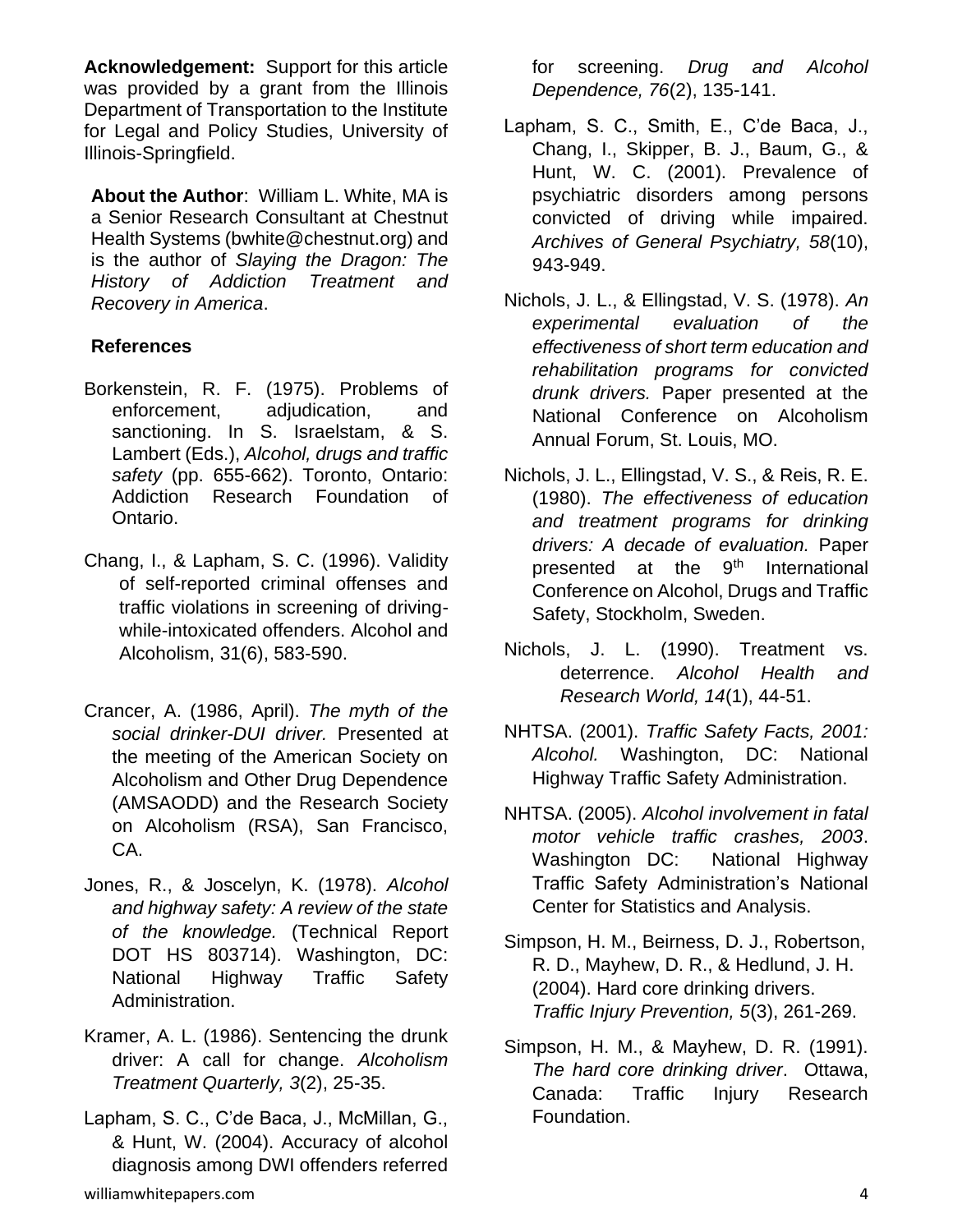**Acknowledgement:** Support for this article was provided by a grant from the Illinois Department of Transportation to the Institute for Legal and Policy Studies, University of Illinois-Springfield.

**About the Author**: William L. White, MA is a Senior Research Consultant at Chestnut Health Systems (bwhite@chestnut.org) and is the author of *Slaying the Dragon: The History of Addiction Treatment and Recovery in America*.

## References

Borkenstein, R. F. (1975). Problems of enforcement, adjudication, and sanctioning. In S. Israelstam, & S. Lambert (Eds.), *Alcohol, drugs and traffic safety* (pp. 655-662). Toronto, Ontario: Addiction Research Foundation of Ontario.

Chang, I., & Lapham, S. C. (1996). Validity of self-reported criminal offenses and traffic violations in screening of driving-while-intoxicated offenders. Alcohol and Alcoholism, 31(6), 583-590.

Crancer, A. (1986, April). *The myth of the social drinker-DUI driver.* Presented at the meeting of the American Society on Alcoholism and Other Drug Dependence (AMSAODD) and the Research Society on Alcoholism (RSA), San Francisco, CA.

Jones, R., & Joscelyn, K. (1978). *Alcohol and highway safety: A review of the state of the knowledge.* (Technical Report DOT HS 803714). Washington, DC: National Highway Traffic Safety Administration.

Kramer, A. L. (1986). Sentencing the drunk driver: A call for change. *Alcoholism Treatment Quarterly, 3*(2), 25-35.

Lapham, S. C., C'de Baca, J., McMillan, G., & Hunt, W. (2004). Accuracy of alcohol diagnosis among DWI offenders referred for screening. *Drug and Alcohol Dependence, 76*(2), 135-141.

Lapham, S. C., Smith, E., C'de Baca, J., Chang, I., Skipper, B. J., Baum, G., & Hunt, W. C. (2001). Prevalence of psychiatric disorders among persons convicted of driving while impaired. *Archives of General Psychiatry, 58*(10), 943-949.

Nichols, J. L., & Ellingstad, V. S. (1978). *An experimental evaluation of the effectiveness of short term education and rehabilitation programs for convicted drunk drivers.* Paper presented at the National Conference on Alcoholism Annual Forum, St. Louis, MO.

Nichols, J. L., Ellingstad, V. S., & Reis, R. E. (1980). *The effectiveness of education and treatment programs for drinking drivers: A decade of evaluation.* Paper presented at the 9th International Conference on Alcohol, Drugs and Traffic Safety, Stockholm, Sweden.

Nichols, J. L. (1990). Treatment vs. deterrence. *Alcohol Health and Research World, 14*(1), 44-51.

NHTSA. (2001). *Traffic Safety Facts, 2001: Alcohol.* Washington, DC: National Highway Traffic Safety Administration.

NHTSA. (2005). *Alcohol involvement in fatal motor vehicle traffic crashes, 2003*. Washington DC: National Highway Traffic Safety Administration's National Center for Statistics and Analysis.

Simpson, H. M., Beirness, D. J., Robertson, R. D., Mayhew, D. R., & Hedlund, J. H. (2004). Hard core drinking drivers. *Traffic Injury Prevention, 5*(3), 261-269.

Simpson, H. M., & Mayhew, D. R. (1991). *The hard core drinking driver*. Ottawa, Canada: Traffic Injury Research Foundation.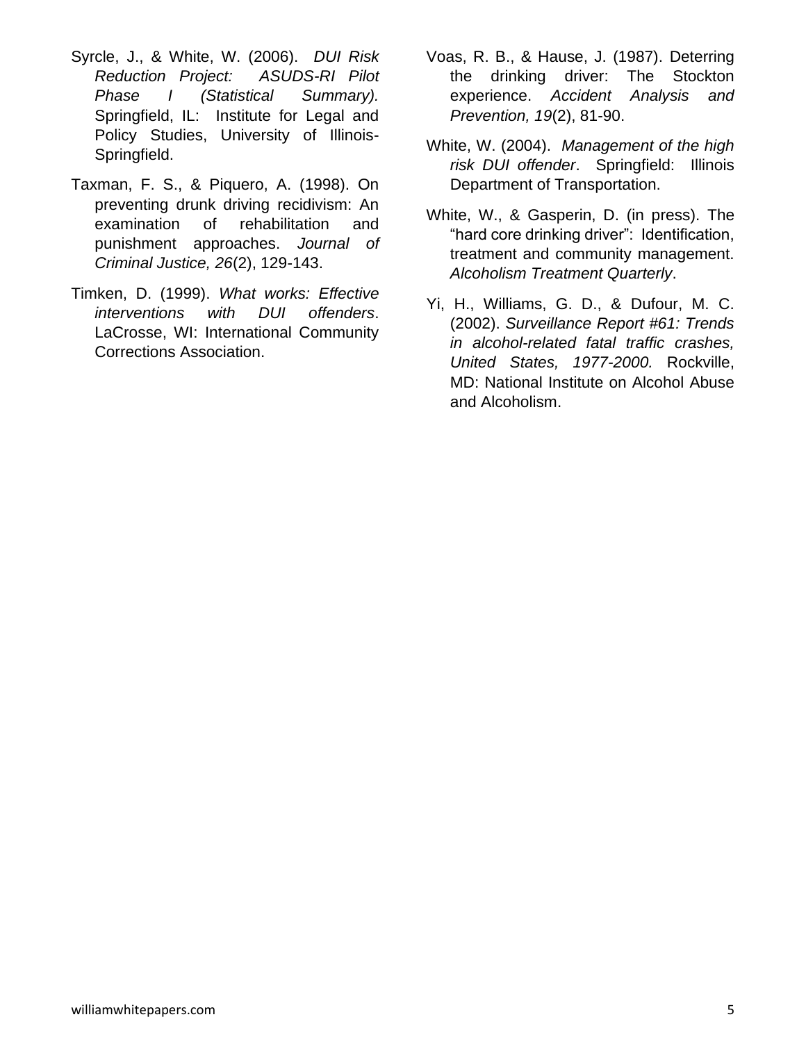Syrcle, J., & White, W. (2006). *DUI Risk Reduction Project: ASUDS-RI Pilot Phase I (Statistical Summary).* Springfield, IL: Institute for Legal and Policy Studies, University of Illinois-Springfield.

Taxman, F. S., & Piquero, A. (1998). On preventing drunk driving recidivism: An examination of rehabilitation and punishment approaches. *Journal of Criminal Justice, 26*(2), 129-143.

Timken, D. (1999). *What works: Effective interventions with DUI offenders*. LaCrosse, WI: International Community Corrections Association.

Voas, R. B., & Hause, J. (1987). Deterring the drinking driver: The Stockton experience. *Accident Analysis and Prevention, 19*(2), 81-90.

White, W. (2004). *Management of the high risk DUI offender*. Springfield: Illinois Department of Transportation.

White, W., & Gasperin, D. (in press). The "hard core drinking driver": Identification, treatment and community management. *Alcoholism Treatment Quarterly*.

Yi, H., Williams, G. D., & Dufour, M. C. (2002). *Surveillance Report #61: Trends in alcohol-related fatal traffic crashes, United States, 1977-2000.* Rockville, MD: National Institute on Alcohol Abuse and Alcoholism.